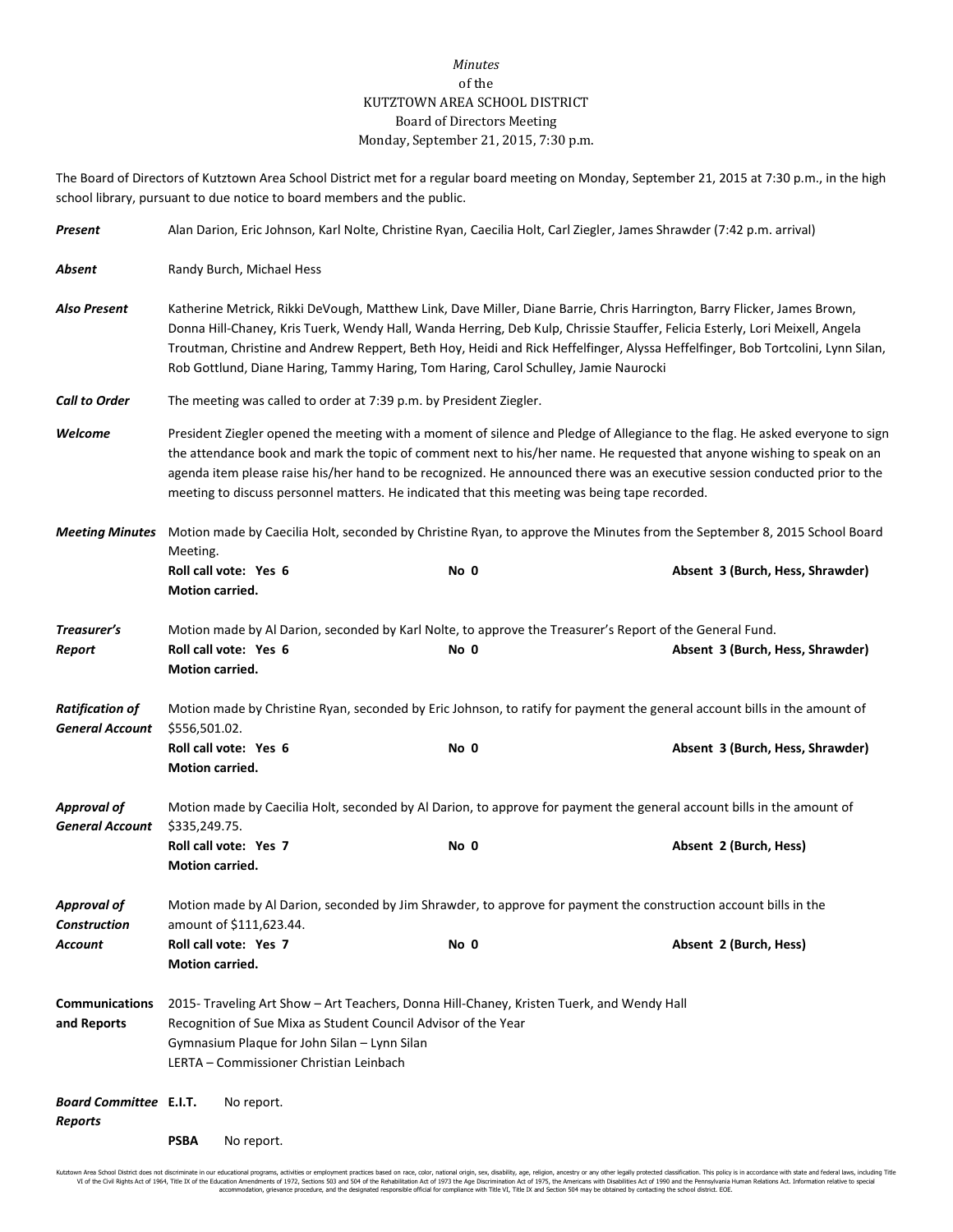*Minutes*
of the
KUTZTOWN AREA SCHOOL DISTRICT
Board of Directors Meeting
Monday, September 21, 2015, 7:30 p.m.

The Board of Directors of Kutztown Area School District met for a regular board meeting on Monday, September 21, 2015 at 7:30 p.m., in the high school library, pursuant to due notice to board members and the public.

***Present*** Alan Darion, Eric Johnson, Karl Nolte, Christine Ryan, Caecilia Holt, Carl Ziegler, James Shrawder (7:42 p.m. arrival)

***Absent*** Randy Burch, Michael Hess

***Also Present*** Katherine Metrick, Rikki DeVough, Matthew Link, Dave Miller, Diane Barrie, Chris Harrington, Barry Flicker, James Brown, Donna Hill-Chaney, Kris Tuerk, Wendy Hall, Wanda Herring, Deb Kulp, Chrissie Stauffer, Felicia Esterly, Lori Meixell, Angela Troutman, Christine and Andrew Reppert, Beth Hoy, Heidi and Rick Heffelfinger, Alyssa Heffelfinger, Bob Tortcolini, Lynn Silan, Rob Gottlund, Diane Haring, Tammy Haring, Tom Haring, Carol Schulley, Jamie Naurocki

***Call to Order*** The meeting was called to order at 7:39 p.m. by President Ziegler.

***Welcome*** President Ziegler opened the meeting with a moment of silence and Pledge of Allegiance to the flag. He asked everyone to sign the attendance book and mark the topic of comment next to his/her name. He requested that anyone wishing to speak on an agenda item please raise his/her hand to be recognized. He announced there was an executive session conducted prior to the meeting to discuss personnel matters. He indicated that this meeting was being tape recorded.

***Meeting Minutes*** Motion made by Caecilia Holt, seconded by Christine Ryan, to approve the Minutes from the September 8, 2015 School Board Meeting.
**Roll call vote: Yes 6** **No 0** **Absent 3 (Burch, Hess, Shrawder)**
**Motion carried.**

***Treasurer's Report*** Motion made by Al Darion, seconded by Karl Nolte, to approve the Treasurer's Report of the General Fund.
**Roll call vote: Yes 6** **No 0** **Absent 3 (Burch, Hess, Shrawder)**
**Motion carried.**

***Ratification of General Account*** Motion made by Christine Ryan, seconded by Eric Johnson, to ratify for payment the general account bills in the amount of $556,501.02.
**Roll call vote: Yes 6** **No 0** **Absent 3 (Burch, Hess, Shrawder)**
**Motion carried.**

***Approval of General Account*** Motion made by Caecilia Holt, seconded by Al Darion, to approve for payment the general account bills in the amount of $335,249.75.
**Roll call vote: Yes 7** **No 0** **Absent 2 (Burch, Hess)**
**Motion carried.**

***Approval of Construction Account*** Motion made by Al Darion, seconded by Jim Shrawder, to approve for payment the construction account bills in the amount of $111,623.44.
**Roll call vote: Yes 7** **No 0** **Absent 2 (Burch, Hess)**
**Motion carried.**

**Communications and Reports**
2015- Traveling Art Show – Art Teachers, Donna Hill-Chaney, Kristen Tuerk, and Wendy Hall
Recognition of Sue Mixa as Student Council Advisor of the Year
Gymnasium Plaque for John Silan – Lynn Silan
LERTA – Commissioner Christian Leinbach

***Board Committee Reports***
**E.I.T.** No report.

**PSBA** No report.

Kutztown Area School District does not discriminate in our educational programs, activities or employment practices based on race, color, national origin, sex, disability, age, religion, ancestry or any other legally protected classification. This policy is in accordance with state and federal laws, including Title VI of the Civil Rights Act of 1964, Title IX of the Education Amendments of 1972, Sections 503 and 504 of the Rehabilitation Act of 1973 the Age Discrimination Act of 1975, the Americans with Disabilities Act of 1990 and the Pennsylvania Human Relations Act. Information relative to special accommodation, grievance procedure, and the designated responsible official for compliance with Title VI, Title IX and Section 504 may be obtained by contacting the school district. EOE.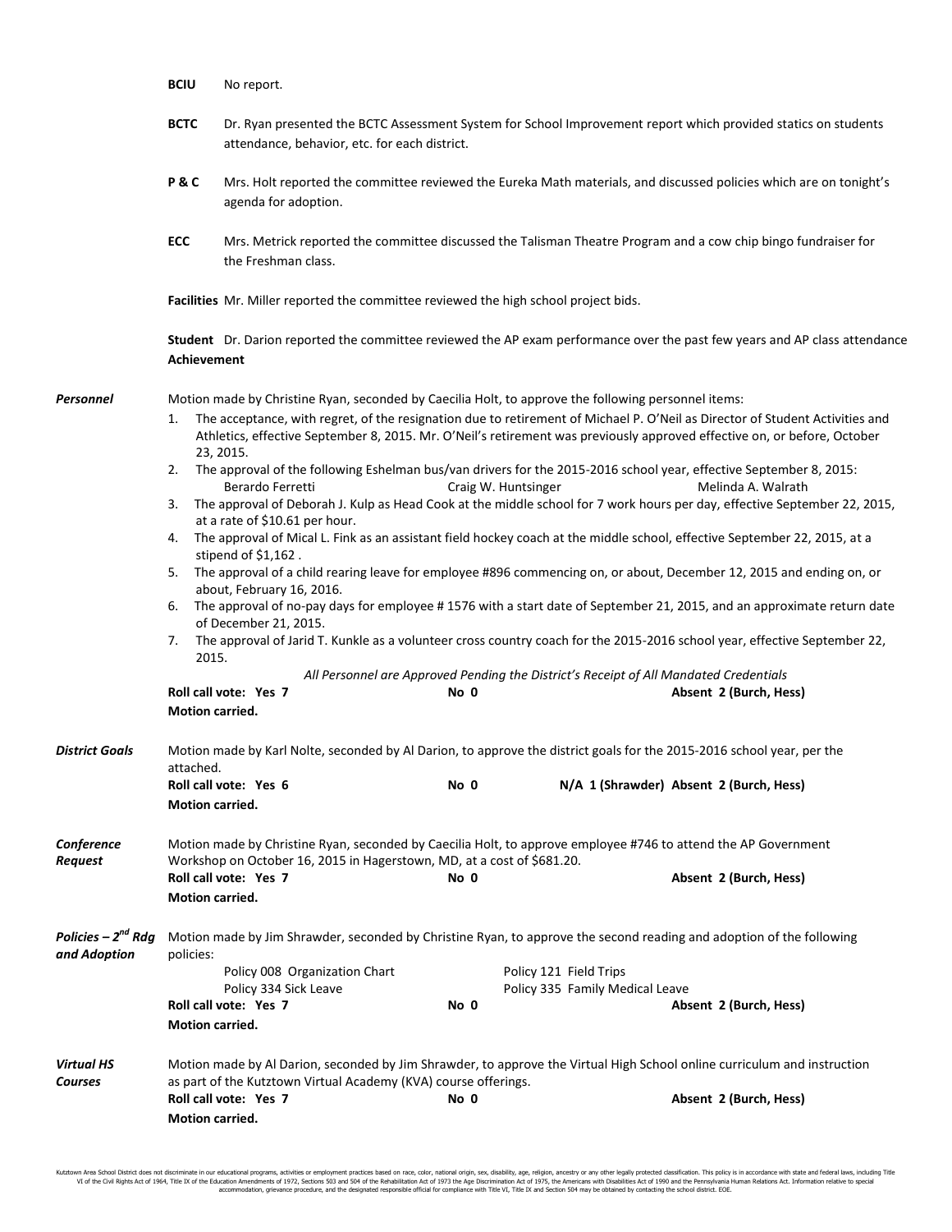**BCIU** No report.

**BCTC** Dr. Ryan presented the BCTC Assessment System for School Improvement report which provided statics on students attendance, behavior, etc. for each district.

**P & C** Mrs. Holt reported the committee reviewed the Eureka Math materials, and discussed policies which are on tonight's agenda for adoption.

**ECC** Mrs. Metrick reported the committee discussed the Talisman Theatre Program and a cow chip bingo fundraiser for the Freshman class.

**Facilities** Mr. Miller reported the committee reviewed the high school project bids.

**Student Achievement** Dr. Darion reported the committee reviewed the AP exam performance over the past few years and AP class attendance

***Personnel***

Motion made by Christine Ryan, seconded by Caecilia Holt, to approve the following personnel items:

1. The acceptance, with regret, of the resignation due to retirement of Michael P. O'Neil as Director of Student Activities and Athletics, effective September 8, 2015. Mr. O'Neil's retirement was previously approved effective on, or before, October 23, 2015.
2. The approval of the following Eshelman bus/van drivers for the 2015-2016 school year, effective September 8, 2015:
   Berardo Ferretti    Craig W. Huntsinger    Melinda A. Walrath
3. The approval of Deborah J. Kulp as Head Cook at the middle school for 7 work hours per day, effective September 22, 2015, at a rate of $10.61 per hour.
4. The approval of Mical L. Fink as an assistant field hockey coach at the middle school, effective September 22, 2015, at a stipend of $1,162 .
5. The approval of a child rearing leave for employee #896 commencing on, or about, December 12, 2015 and ending on, or about, February 16, 2016.
6. The approval of no-pay days for employee # 1576 with a start date of September 21, 2015, and an approximate return date of December 21, 2015.
7. The approval of Jarid T. Kunkle as a volunteer cross country coach for the 2015-2016 school year, effective September 22, 2015.

*All Personnel are Approved Pending the District's Receipt of All Mandated Credentials*

**Roll call vote: Yes 7**    **No 0**    **Absent 2 (Burch, Hess)**
**Motion carried.**

***District Goals***

Motion made by Karl Nolte, seconded by Al Darion, to approve the district goals for the 2015-2016 school year, per the attached.

**Roll call vote: Yes 6**    **No 0**    **N/A 1 (Shrawder)**    **Absent 2 (Burch, Hess)**
**Motion carried.**

***Conference Request***

Motion made by Christine Ryan, seconded by Caecilia Holt, to approve employee #746 to attend the AP Government Workshop on October 16, 2015 in Hagerstown, MD, at a cost of $681.20.

**Roll call vote: Yes 7**    **No 0**    **Absent 2 (Burch, Hess)**
**Motion carried.**

***Policies – 2nd Rdg and Adoption***

Motion made by Jim Shrawder, seconded by Christine Ryan, to approve the second reading and adoption of the following policies:

Policy 008 Organization Chart    Policy 121 Field Trips
Policy 334 Sick Leave    Policy 335 Family Medical Leave

**Roll call vote: Yes 7**    **No 0**    **Absent 2 (Burch, Hess)**
**Motion carried.**

***Virtual HS Courses***

Motion made by Al Darion, seconded by Jim Shrawder, to approve the Virtual High School online curriculum and instruction as part of the Kutztown Virtual Academy (KVA) course offerings.

**Roll call vote: Yes 7**    **No 0**    **Absent 2 (Burch, Hess)**
**Motion carried.**

Kutztown Area School District does not discriminate in our educational programs, activities or employment practices based on race, color, national origin, sex, disability, age, religion, ancestry or any other legally protected classification. This policy is in accordance with state and federal laws, including Title VI of the Civil Rights Act of 1964, Title IX of the Education Amendments of 1972, Sections 503 and 504 of the Rehabilitation Act of 1973 the Age Discrimination Act of 1975, the Americans with Disabilities Act of 1990 and the Pennsylvania Human Relations Act. Information relative to special accommodation, grievance procedure, and the designated responsible official for compliance with Title VI, Title IX and Section 504 may be obtained by contacting the school district. EOE.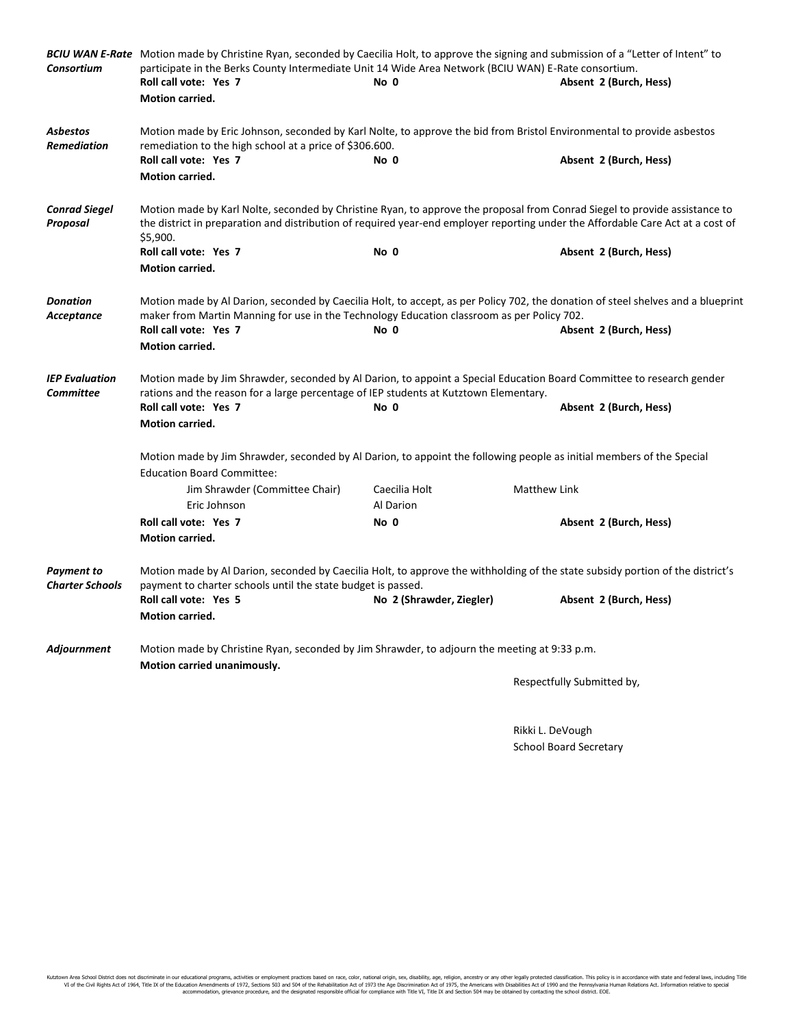***BCIU WAN E-Rate Consortium***

Motion made by Christine Ryan, seconded by Caecilia Holt, to approve the signing and submission of a "Letter of Intent" to participate in the Berks County Intermediate Unit 14 Wide Area Network (BCIU WAN) E-Rate consortium.

**Roll call vote: Yes 7** | **No 0** | **Absent 2 (Burch, Hess)**

**Motion carried.**

***Asbestos Remediation***

Motion made by Eric Johnson, seconded by Karl Nolte, to approve the bid from Bristol Environmental to provide asbestos remediation to the high school at a price of $306.600.

**Roll call vote: Yes 7** | **No 0** | **Absent 2 (Burch, Hess)**

**Motion carried.**

***Conrad Siegel Proposal***

Motion made by Karl Nolte, seconded by Christine Ryan, to approve the proposal from Conrad Siegel to provide assistance to the district in preparation and distribution of required year-end employer reporting under the Affordable Care Act at a cost of $5,900.

**Roll call vote: Yes 7** | **No 0** | **Absent 2 (Burch, Hess)**

**Motion carried.**

***Donation Acceptance***

Motion made by Al Darion, seconded by Caecilia Holt, to accept, as per Policy 702, the donation of steel shelves and a blueprint maker from Martin Manning for use in the Technology Education classroom as per Policy 702.

**Roll call vote: Yes 7** | **No 0** | **Absent 2 (Burch, Hess)**

**Motion carried.**

***IEP Evaluation Committee***

Motion made by Jim Shrawder, seconded by Al Darion, to appoint a Special Education Board Committee to research gender rations and the reason for a large percentage of IEP students at Kutztown Elementary.

**Roll call vote: Yes 7** | **No 0** | **Absent 2 (Burch, Hess)**

**Motion carried.**

Motion made by Jim Shrawder, seconded by Al Darion, to appoint the following people as initial members of the Special Education Board Committee:

| | | |
|---|---|---|
| Jim Shrawder (Committee Chair) | Caecilia Holt | Matthew Link |
| Eric Johnson | Al Darion | |

**Roll call vote: Yes 7** | **No 0** | **Absent 2 (Burch, Hess)**

**Motion carried.**

***Payment to Charter Schools***

Motion made by Al Darion, seconded by Caecilia Holt, to approve the withholding of the state subsidy portion of the district's payment to charter schools until the state budget is passed.

**Roll call vote: Yes 5** | **No 2 (Shrawder, Ziegler)** | **Absent 2 (Burch, Hess)**

**Motion carried.**

***Adjournment***

Motion made by Christine Ryan, seconded by Jim Shrawder, to adjourn the meeting at 9:33 p.m.

**Motion carried unanimously.**

Respectfully Submitted by,

Rikki L. DeVough
School Board Secretary

Kutztown Area School District does not discriminate in our educational programs, activities or employment practices based on race, color, national origin, sex, disability, age, religion, ancestry or any other legally protected classification. This policy is in accordance with state and federal laws, including Title VI of the Civil Rights Act of 1964, Title IX of the Education Amendments of 1972, Sections 503 and 504 of the Rehabilitation Act of 1973 the Age Discrimination Act of 1975, the Americans with Disabilities Act of 1990 and the Pennsylvania Human Relations Act. Information relative to special accommodation, grievance procedure, and the designated responsible official for compliance with Title VI, Title IX and Section 504 may be obtained by contacting the school district. EOE.